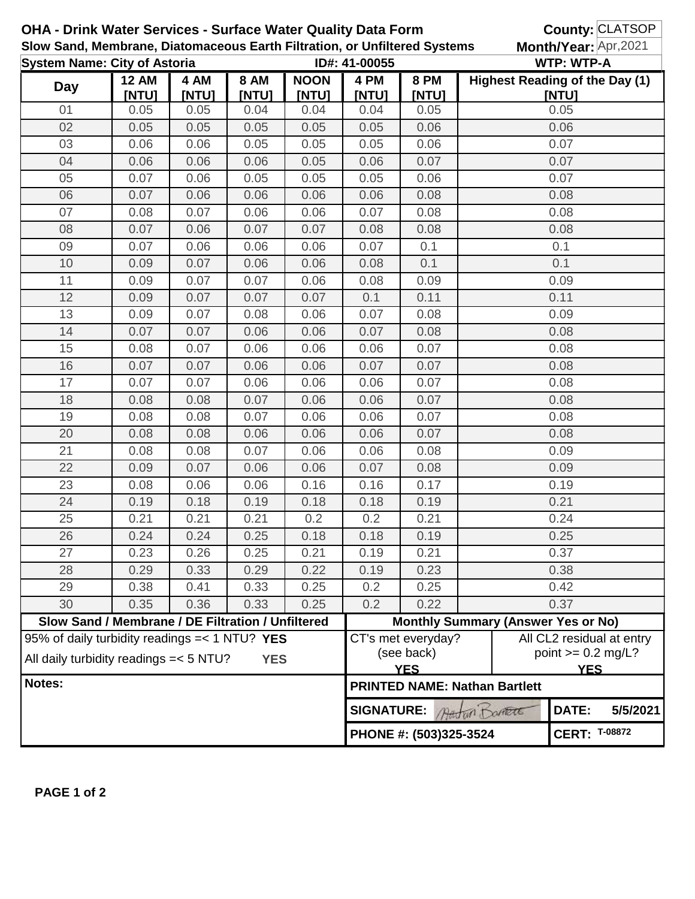# OHA - Drink Water Services - Surface Water Quality Data Form

**Slow Sand, Membrane, Diatomaceous Earth Filtration, or Unfiltered Systems**

**County:** CLATSOP
**Month/Year:** Apr,2021

**System Name: City of Astoria** **ID#: 41-00055** **WTP: WTP-A**

| Day | 12 AM [NTU] | 4 AM [NTU] | 8 AM [NTU] | NOON [NTU] | 4 PM [NTU] | 8 PM [NTU] | Highest Reading of the Day (1) [NTU] |
|---|---|---|---|---|---|---|---|
| 01 | 0.05 | 0.05 | 0.04 | 0.04 | 0.04 | 0.05 | 0.05 |
| 02 | 0.05 | 0.05 | 0.05 | 0.05 | 0.05 | 0.06 | 0.06 |
| 03 | 0.06 | 0.06 | 0.05 | 0.05 | 0.05 | 0.06 | 0.07 |
| 04 | 0.06 | 0.06 | 0.06 | 0.05 | 0.06 | 0.07 | 0.07 |
| 05 | 0.07 | 0.06 | 0.05 | 0.05 | 0.05 | 0.06 | 0.07 |
| 06 | 0.07 | 0.06 | 0.06 | 0.06 | 0.06 | 0.08 | 0.08 |
| 07 | 0.08 | 0.07 | 0.06 | 0.06 | 0.07 | 0.08 | 0.08 |
| 08 | 0.07 | 0.06 | 0.07 | 0.07 | 0.08 | 0.08 | 0.08 |
| 09 | 0.07 | 0.06 | 0.06 | 0.06 | 0.07 | 0.1 | 0.1 |
| 10 | 0.09 | 0.07 | 0.06 | 0.06 | 0.08 | 0.1 | 0.1 |
| 11 | 0.09 | 0.07 | 0.07 | 0.06 | 0.08 | 0.09 | 0.09 |
| 12 | 0.09 | 0.07 | 0.07 | 0.07 | 0.1 | 0.11 | 0.11 |
| 13 | 0.09 | 0.07 | 0.08 | 0.06 | 0.07 | 0.08 | 0.09 |
| 14 | 0.07 | 0.07 | 0.06 | 0.06 | 0.07 | 0.08 | 0.08 |
| 15 | 0.08 | 0.07 | 0.06 | 0.06 | 0.06 | 0.07 | 0.08 |
| 16 | 0.07 | 0.07 | 0.06 | 0.06 | 0.07 | 0.07 | 0.08 |
| 17 | 0.07 | 0.07 | 0.06 | 0.06 | 0.06 | 0.07 | 0.08 |
| 18 | 0.08 | 0.08 | 0.07 | 0.06 | 0.06 | 0.07 | 0.08 |
| 19 | 0.08 | 0.08 | 0.07 | 0.06 | 0.06 | 0.07 | 0.08 |
| 20 | 0.08 | 0.08 | 0.06 | 0.06 | 0.06 | 0.07 | 0.08 |
| 21 | 0.08 | 0.08 | 0.07 | 0.06 | 0.06 | 0.08 | 0.09 |
| 22 | 0.09 | 0.07 | 0.06 | 0.06 | 0.07 | 0.08 | 0.09 |
| 23 | 0.08 | 0.06 | 0.06 | 0.16 | 0.16 | 0.17 | 0.19 |
| 24 | 0.19 | 0.18 | 0.19 | 0.18 | 0.18 | 0.19 | 0.21 |
| 25 | 0.21 | 0.21 | 0.21 | 0.2 | 0.2 | 0.21 | 0.24 |
| 26 | 0.24 | 0.24 | 0.25 | 0.18 | 0.18 | 0.19 | 0.25 |
| 27 | 0.23 | 0.26 | 0.25 | 0.21 | 0.19 | 0.21 | 0.37 |
| 28 | 0.29 | 0.33 | 0.29 | 0.22 | 0.19 | 0.23 | 0.38 |
| 29 | 0.38 | 0.41 | 0.33 | 0.25 | 0.2 | 0.25 | 0.42 |
| 30 | 0.35 | 0.36 | 0.33 | 0.25 | 0.2 | 0.22 | 0.37 |

| Slow Sand / Membrane / DE Filtration / Unfiltered | Monthly Summary (Answer Yes or No) | |
|---|---|---|
| 95% of daily turbidity readings =< 1 NTU? **YES** | CT's met everyday? (see back) **YES** | All CL2 residual at entry point >= 0.2 mg/L? **YES** |
| All daily turbidity readings =< 5 NTU? **YES** | | |

**Notes:**

**PRINTED NAME: Nathan Bartlett**

**SIGNATURE:** Nathan Bartlett **DATE:** 5/5/2021

**PHONE #: (503)325-3524** **CERT:** T-08872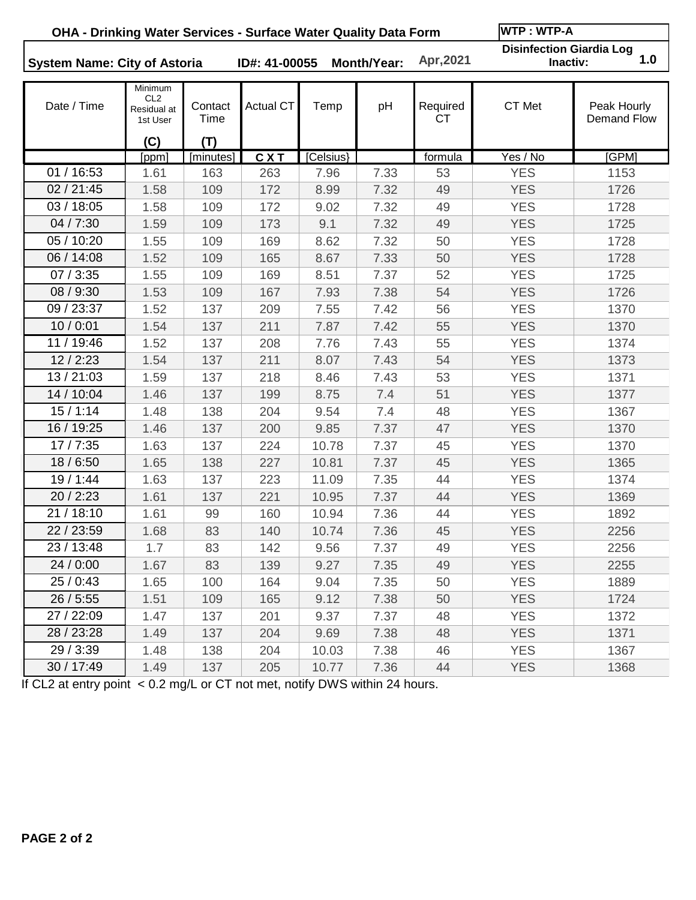**OHA - Drinking Water Services - Surface Water Quality Data Form** | **WTP : WTP-A**

**System Name: City of Astoria** **ID#: 41-00055** **Month/Year:** Apr,2021 **Disinfection Giardia Log Inactiv:** **1.0**

| Date / Time | Minimum $CL_2$ Residual at 1st User **(C)** | Contact Time **(T)** | Actual CT | Temp | pH | Required CT | CT Met | Peak Hourly Demand Flow |
|---|---|---|---|---|---|---|---|---|
| | [ppm] | [minutes] | **C X T** | [Celsius} | | formula | Yes / No | [GPM] |
| 01 / 16:53 | 1.61 | 163 | 263 | 7.96 | 7.33 | 53 | YES | 1153 |
| 02 / 21:45 | 1.58 | 109 | 172 | 8.99 | 7.32 | 49 | YES | 1726 |
| 03 / 18:05 | 1.58 | 109 | 172 | 9.02 | 7.32 | 49 | YES | 1728 |
| 04 / 7:30 | 1.59 | 109 | 173 | 9.1 | 7.32 | 49 | YES | 1725 |
| 05 / 10:20 | 1.55 | 109 | 169 | 8.62 | 7.32 | 50 | YES | 1728 |
| 06 / 14:08 | 1.52 | 109 | 165 | 8.67 | 7.33 | 50 | YES | 1728 |
| 07 / 3:35 | 1.55 | 109 | 169 | 8.51 | 7.37 | 52 | YES | 1725 |
| 08 / 9:30 | 1.53 | 109 | 167 | 7.93 | 7.38 | 54 | YES | 1726 |
| 09 / 23:37 | 1.52 | 137 | 209 | 7.55 | 7.42 | 56 | YES | 1370 |
| 10 / 0:01 | 1.54 | 137 | 211 | 7.87 | 7.42 | 55 | YES | 1370 |
| 11 / 19:46 | 1.52 | 137 | 208 | 7.76 | 7.43 | 55 | YES | 1374 |
| 12 / 2:23 | 1.54 | 137 | 211 | 8.07 | 7.43 | 54 | YES | 1373 |
| 13 / 21:03 | 1.59 | 137 | 218 | 8.46 | 7.43 | 53 | YES | 1371 |
| 14 / 10:04 | 1.46 | 137 | 199 | 8.75 | 7.4 | 51 | YES | 1377 |
| 15 / 1:14 | 1.48 | 138 | 204 | 9.54 | 7.4 | 48 | YES | 1367 |
| 16 / 19:25 | 1.46 | 137 | 200 | 9.85 | 7.37 | 47 | YES | 1370 |
| 17 / 7:35 | 1.63 | 137 | 224 | 10.78 | 7.37 | 45 | YES | 1370 |
| 18 / 6:50 | 1.65 | 138 | 227 | 10.81 | 7.37 | 45 | YES | 1365 |
| 19 / 1:44 | 1.63 | 137 | 223 | 11.09 | 7.35 | 44 | YES | 1374 |
| 20 / 2:23 | 1.61 | 137 | 221 | 10.95 | 7.37 | 44 | YES | 1369 |
| 21 / 18:10 | 1.61 | 99 | 160 | 10.94 | 7.36 | 44 | YES | 1892 |
| 22 / 23:59 | 1.68 | 83 | 140 | 10.74 | 7.36 | 45 | YES | 2256 |
| 23 / 13:48 | 1.7 | 83 | 142 | 9.56 | 7.37 | 49 | YES | 2256 |
| 24 / 0:00 | 1.67 | 83 | 139 | 9.27 | 7.35 | 49 | YES | 2255 |
| 25 / 0:43 | 1.65 | 100 | 164 | 9.04 | 7.35 | 50 | YES | 1889 |
| 26 / 5:55 | 1.51 | 109 | 165 | 9.12 | 7.38 | 50 | YES | 1724 |
| 27 / 22:09 | 1.47 | 137 | 201 | 9.37 | 7.37 | 48 | YES | 1372 |
| 28 / 23:28 | 1.49 | 137 | 204 | 9.69 | 7.38 | 48 | YES | 1371 |
| 29 / 3:39 | 1.48 | 138 | 204 | 10.03 | 7.38 | 46 | YES | 1367 |
| 30 / 17:49 | 1.49 | 137 | 205 | 10.77 | 7.36 | 44 | YES | 1368 |

If CL2 at entry point < 0.2 mg/L or CT not met, notify DWS within 24 hours.